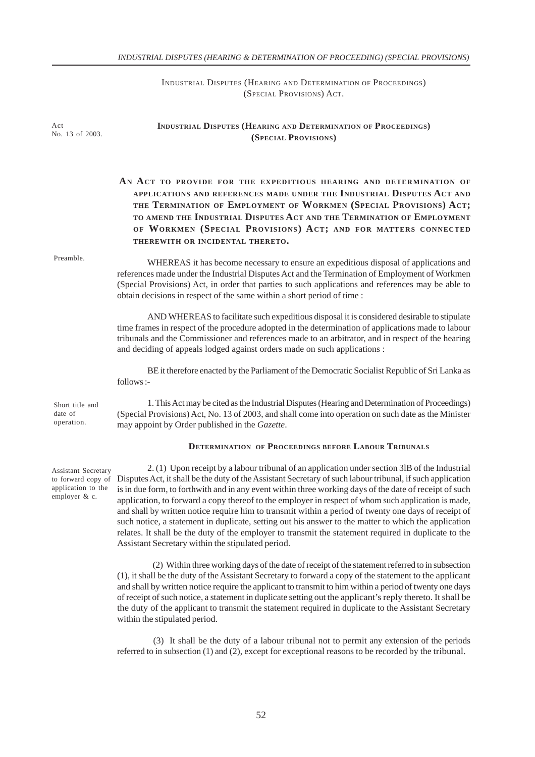INDUSTRIAL DISPUTES (HEARING AND DETERMINATION OF PROCEEDINGS) (SPECIAL PROVISIONS) ACT.

Act No. 13 of 2003.

# INDUSTRIAL DISPUTES (HEARING AND DETERMINATION OF PROCEEDINGS) (SPECIAL PROVISIONS)

**AN ACT TO PROVIDE FOR THE EXPEDITIOUS HEARING AND DETERMINATION OF APPLICATIONS AND REFERENCES MADE UNDER THE INDUSTRIAL DISPUTES ACT AND THE TERMINATION OF EMPLOYMENT OF WORKMEN (SPECIAL PROVISIONS) ACT; TO AMEND THE INDUSTRIAL DISPUTES ACT AND THE TERMINATION OF EMPLOYMENT OF WORKMEN (SPECIAL PROVISIONS) ACT; AND FOR MATTERS CONNECTED THEREWITH OR INCIDENTAL THERETO.**

Preamble.

WHEREAS it has become necessary to ensure an expeditious disposal of applications and references made under the Industrial Disputes Act and the Termination of Employment of Workmen (Special Provisions) Act, in order that parties to such applications and references may be able to obtain decisions in respect of the same within a short period of time :

AND WHEREAS to facilitate such expeditious disposal it is considered desirable to stipulate time frames in respect of the procedure adopted in the determination of applications made to labour tribunals and the Commissioner and references made to an arbitrator, and in respect of the hearing and deciding of appeals lodged against orders made on such applications :

BE it therefore enacted by the Parliament of the Democratic Socialist Republic of Sri Lanka as follows :-

Short title and date of operation.

1. This Act may be cited as the Industrial Disputes (Hearing and Determination of Proceedings) (Special Provisions) Act, No. 13 of 2003, and shall come into operation on such date as the Minister may appoint by Order published in the *Gazette*.

## DETERMINATION OF PROCEEDINGS BEFORE LABOUR TRIBUNALS

Assistant Secretary to forward copy of application to the employer & c.

2. (1) Upon receipt by a labour tribunal of an application under section 3lB of the Industrial Disputes Act, it shall be the duty of the Assistant Secretary of such labour tribunal, if such application is in due form, to forthwith and in any event within three working days of the date of receipt of such application, to forward a copy thereof to the employer in respect of whom such application is made, and shall by written notice require him to transmit within a period of twenty one days of receipt of such notice, a statement in duplicate, setting out his answer to the matter to which the application relates. It shall be the duty of the employer to transmit the statement required in duplicate to the Assistant Secretary within the stipulated period.

(2) Within three working days of the date of receipt of the statement referred to in subsection (1), it shall be the duty of the Assistant Secretary to forward a copy of the statement to the applicant and shall by written notice require the applicant to transmit to him within a period of twenty one days of receipt of such notice, a statement in duplicate setting out the applicant's reply thereto. It shall be the duty of the applicant to transmit the statement required in duplicate to the Assistant Secretary within the stipulated period.

(3) It shall be the duty of a labour tribunal not to permit any extension of the periods referred to in subsection (1) and (2), except for exceptional reasons to be recorded by the tribunal.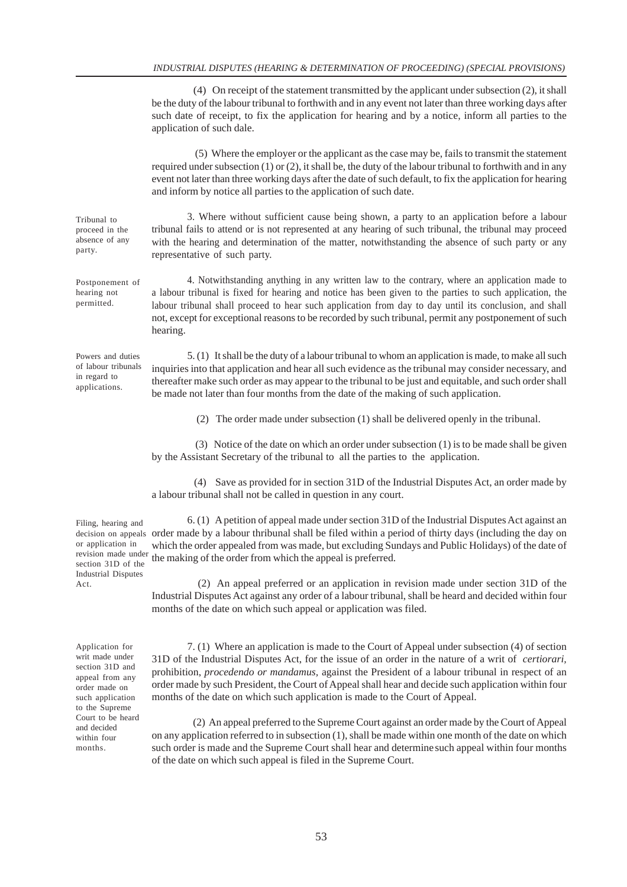(4) On receipt of the statement transmitted by the applicant under subsection (2), it shall be the duty of the labour tribunal to forthwith and in any event not later than three working days after such date of receipt, to fix the application for hearing and by a notice, inform all parties to the application of such dale.

(5) Where the employer or the applicant as the case may be, fails to transmit the statement required under subsection (1) or (2), it shall be, the duty of the labour tribunal to forthwith and in any event not later than three working days after the date of such default, to fix the application for hearing and inform by notice all parties to the application of such date.

*Tribunal to proceed in the absence of any party.*

3. Where without sufficient cause being shown, a party to an application before a labour tribunal fails to attend or is not represented at any hearing of such tribunal, the tribunal may proceed with the hearing and determination of the matter, notwithstanding the absence of such party or any representative of such party.

*Postponement of hearing not permitted.*

4. Notwithstanding anything in any written law to the contrary, where an application made to a labour tribunal is fixed for hearing and notice has been given to the parties to such application, the labour tribunal shall proceed to hear such application from day to day until its conclusion, and shall not, except for exceptional reasons to be recorded by such tribunal, permit any postponement of such hearing.

*Powers and duties of labour tribunals in regard to applications.*

5. (1) It shall be the duty of a labour tribunal to whom an application is made, to make all such inquiries into that application and hear all such evidence as the tribunal may consider necessary, and thereafter make such order as may appear to the tribunal to be just and equitable, and such order shall be made not later than four months from the date of the making of such application.

(2) The order made under subsection (1) shall be delivered openly in the tribunal.

(3) Notice of the date on which an order under subsection (1) is to be made shall be given by the Assistant Secretary of the tribunal to all the parties to the application.

(4) Save as provided for in section 31D of the Industrial Disputes Act, an order made by a labour tribunal shall not be called in question in any court.

*Filing, hearing and decision on appeals or application in revision made under section 31D of the Industrial Disputes Act.*

6. (1) A petition of appeal made under section 31D of the Industrial Disputes Act against an order made by a labour thribunal shall be filed within a period of thirty days (including the day on which the order appealed from was made, but excluding Sundays and Public Holidays) of the date of the making of the order from which the appeal is preferred.

(2) An appeal preferred or an application in revision made under section 31D of the Industrial Disputes Act against any order of a labour tribunal, shall be heard and decided within four months of the date on which such appeal or application was filed.

*Application for writ made under section 31D and appeal from any order made on such application to the Supreme Court to be heard and decided within four months.*

7. (1) Where an application is made to the Court of Appeal under subsection (4) of section 31D of the Industrial Disputes Act, for the issue of an order in the nature of a writ of *certiorari,* prohibition, *procedendo or mandamus,* against the President of a labour tribunal in respect of an order made by such President, the Court of Appeal shall hear and decide such application within four months of the date on which such application is made to the Court of Appeal.

(2) An appeal preferred to the Supreme Court against an order made by the Court of Appeal on any application referred to in subsection (1), shall be made within one month of the date on which such order is made and the Supreme Court shall hear and determine such appeal within four months of the date on which such appeal is filed in the Supreme Court.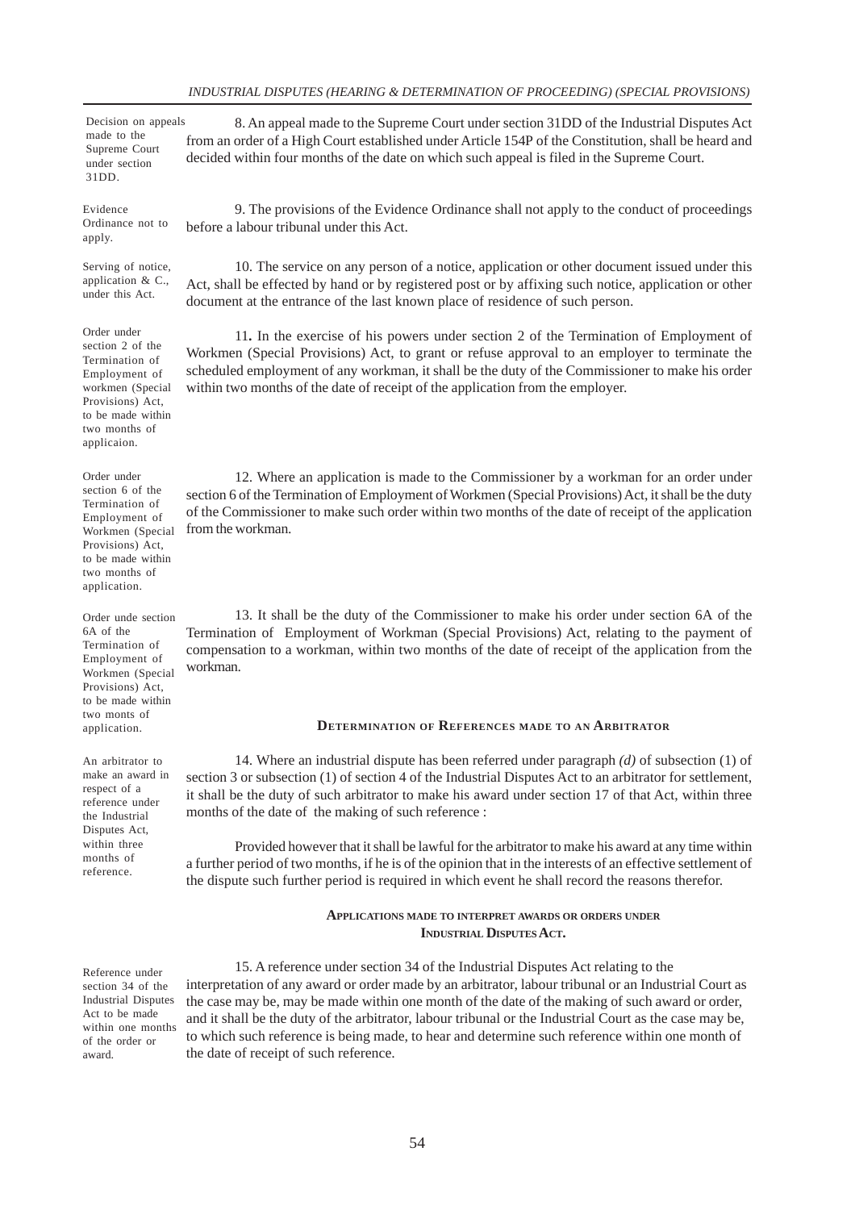Decision on appeals made to the Supreme Court under section 31DD.

8. An appeal made to the Supreme Court under section 31DD of the Industrial Disputes Act from an order of a High Court established under Article 154P of the Constitution, shall be heard and decided within four months of the date on which such appeal is filed in the Supreme Court.

Evidence Ordinance not to apply.

9. The provisions of the Evidence Ordinance shall not apply to the conduct of proceedings before a labour tribunal under this Act.

Serving of notice, application & C., under this Act.

10. The service on any person of a notice, application or other document issued under this Act, shall be effected by hand or by registered post or by affixing such notice, application or other document at the entrance of the last known place of residence of such person.

Order under section 2 of the Termination of Employment of workmen (Special Provisions) Act, to be made within two months of applicaion.

11**.** In the exercise of his powers under section 2 of the Termination of Employment of Workmen (Special Provisions) Act, to grant or refuse approval to an employer to terminate the scheduled employment of any workman, it shall be the duty of the Commissioner to make his order within two months of the date of receipt of the application from the employer.

Order under section 6 of the Termination of Employment of Workmen (Special Provisions) Act, to be made within two months of application.

12. Where an application is made to the Commissioner by a workman for an order under section 6 of the Termination of Employment of Workmen (Special Provisions) Act, it shall be the duty of the Commissioner to make such order within two months of the date of receipt of the application from the workman.

Order unde section 6A of the Termination of Employment of Workmen (Special Provisions) Act, to be made within two monts of application.

13. It shall be the duty of the Commissioner to make his order under section 6A of the Termination of Employment of Workman (Special Provisions) Act, relating to the payment of compensation to a workman, within two months of the date of receipt of the application from the workman.

## DETERMINATION OF REFERENCES MADE TO AN ARBITRATOR

An arbitrator to make an award in respect of a reference under the Industrial Disputes Act, within three months of reference.

14. Where an industrial dispute has been referred under paragraph *(d)* of subsection (1) of section 3 or subsection (1) of section 4 of the Industrial Disputes Act to an arbitrator for settlement, it shall be the duty of such arbitrator to make his award under section 17 of that Act, within three months of the date of the making of such reference :

Provided however that it shall be lawful for the arbitrator to make his award at any time within a further period of two months, if he is of the opinion that in the interests of an effective settlement of the dispute such further period is required in which event he shall record the reasons therefor.

## APPLICATIONS MADE TO INTERPRET AWARDS OR ORDERS UNDER INDUSTRIAL DISPUTES ACT.

Reference under section 34 of the Industrial Disputes Act to be made within one months of the order or award.

15. A reference under section 34 of the Industrial Disputes Act relating to the interpretation of any award or order made by an arbitrator, labour tribunal or an Industrial Court as the case may be, may be made within one month of the date of the making of such award or order, and it shall be the duty of the arbitrator, labour tribunal or the Industrial Court as the case may be, to which such reference is being made, to hear and determine such reference within one month of the date of receipt of such reference.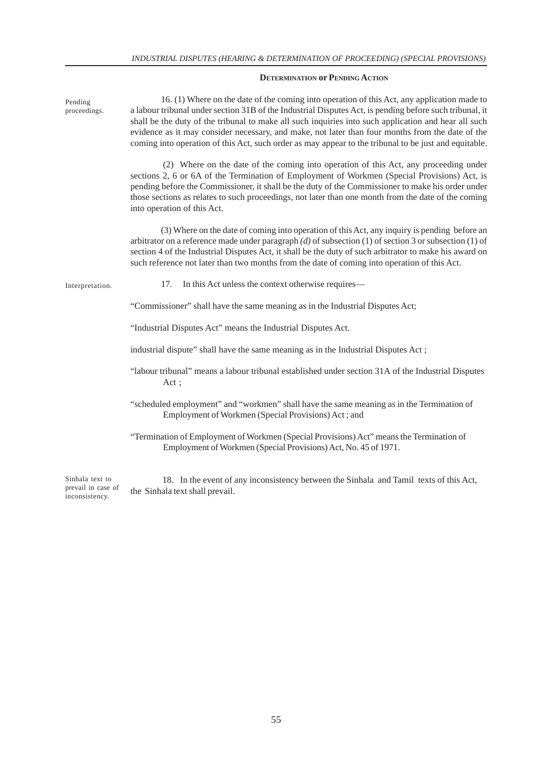## DETERMINATION OF PENDING ACTION

Pending proceedings.

16. (1) Where on the date of the coming into operation of this Act, any application made to a labour tribunal under section 31B of the Industrial Disputes Act, is pending before such tribunal, it shall be the duty of the tribunal to make all such inquiries into such application and hear all such evidence as it may consider necessary, and make, not later than four months from the date of the coming into operation of this Act, such order as may appear to the tribunal to be just and equitable.

(2) Where on the date of the coming into operation of this Act, any proceeding under sections 2, 6 or 6A of the Termination of Employment of Workmen (Special Provisions) Act, is pending before the Commissioner, it shall be the duty of the Commissioner to make his order under those sections as relates to such proceedings, not later than one month from the date of the coming into operation of this Act.

(3) Where on the date of coming into operation of this Act, any inquiry is pending before an arbitrator on a reference made under paragraph *(d)* of subsection (1) of section 3 or subsection (1) of section 4 of the Industrial Disputes Act, it shall be the duty of such arbitrator to make his award on such reference not later than two months from the date of coming into operation of this Act.

Interpretation.

17. In this Act unless the context otherwise requires—

"Commissioner" shall have the same meaning as in the Industrial Disputes Act;

"Industrial Disputes Act" means the Industrial Disputes Act.

industrial dispute" shall have the same meaning as in the Industrial Disputes Act ;

"labour tribunal" means a labour tribunal established under section 31A of the Industrial Disputes Act ;

"scheduled employment" and "workmen" shall have the same meaning as in the Termination of Employment of Workmen (Special Provisions) Act ; and

"Termination of Employment of Workmen (Special Provisions) Act" means the Termination of Employment of Workmen (Special Provisions) Act, No. 45 of 1971.

Sinhala text to prevail in case of inconsistency.

18. In the event of any inconsistency between the Sinhala and Tamil texts of this Act, the Sinhala text shall prevail.